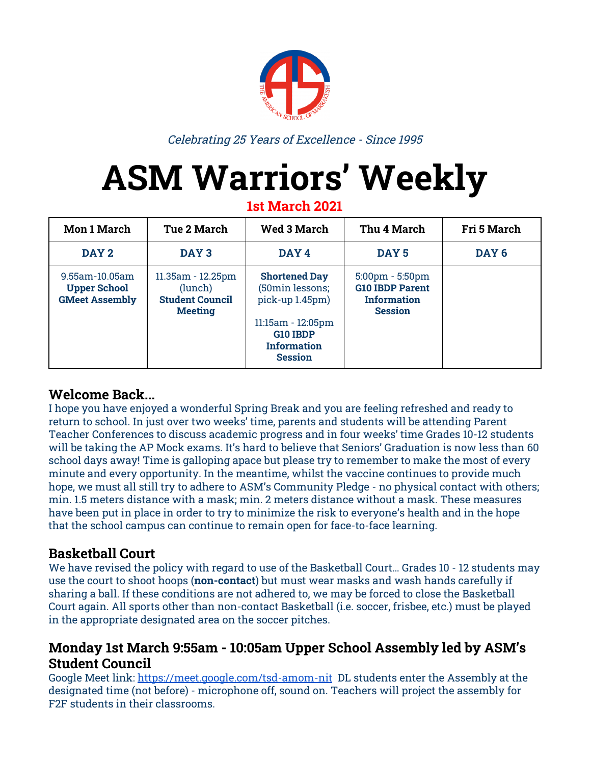*Celebrating 25 Years of Excellence - Since 1995*

# ASM Warriors' Weekly

**1st March 2021**

| Mon 1 March | Tue 2 March | Wed 3 March | Thu 4 March | Fri 5 March |
|---|---|---|---|---|
| **DAY 2** | **DAY 3** | **DAY 4** | **DAY 5** | **DAY 6** |
| 9.55am-10.05am **Upper School GMeet Assembly** | 11.35am - 12.25pm (lunch) **Student Council Meeting** | **Shortened Day** (50min lessons; pick-up 1.45pm) 11:15am - 12:05pm **G10 IBDP Information Session** | 5:00pm - 5:50pm **G10 IBDP Parent Information Session** | |

## Welcome Back...

I hope you have enjoyed a wonderful Spring Break and you are feeling refreshed and ready to return to school. In just over two weeks' time, parents and students will be attending Parent Teacher Conferences to discuss academic progress and in four weeks' time Grades 10-12 students will be taking the AP Mock exams. It's hard to believe that Seniors' Graduation is now less than 60 school days away! Time is galloping apace but please try to remember to make the most of every minute and every opportunity. In the meantime, whilst the vaccine continues to provide much hope, we must all still try to adhere to ASM's Community Pledge - no physical contact with others; min. 1.5 meters distance with a mask; min. 2 meters distance without a mask. These measures have been put in place in order to try to minimize the risk to everyone's health and in the hope that the school campus can continue to remain open for face-to-face learning.

## Basketball Court

We have revised the policy with regard to use of the Basketball Court... Grades 10 - 12 students may use the court to shoot hoops (**non-contact**) but must wear masks and wash hands carefully if sharing a ball. If these conditions are not adhered to, we may be forced to close the Basketball Court again. All sports other than non-contact Basketball (i.e. soccer, frisbee, etc.) must be played in the appropriate designated area on the soccer pitches.

## Monday 1st March 9:55am - 10:05am Upper School Assembly led by ASM's Student Council

Google Meet link: https://meet.google.com/tsd-amom-nit DL students enter the Assembly at the designated time (not before) - microphone off, sound on. Teachers will project the assembly for F2F students in their classrooms.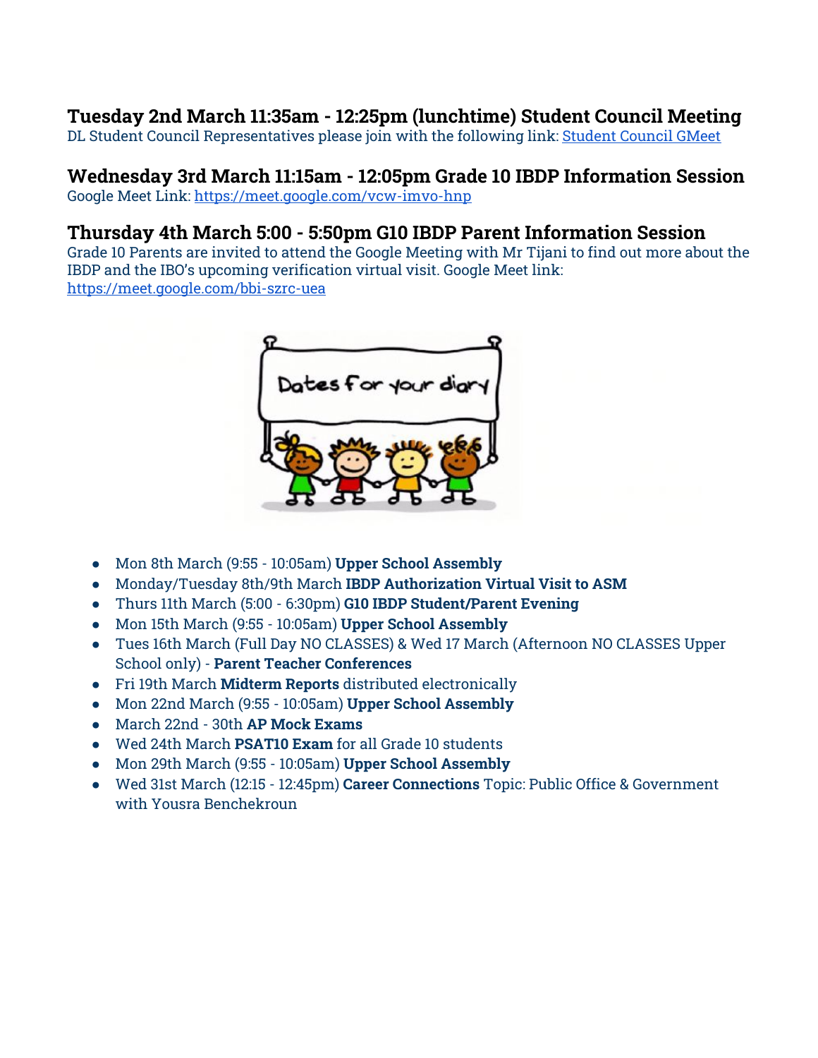### Tuesday 2nd March 11:35am - 12:25pm (lunchtime) Student Council Meeting

DL Student Council Representatives please join with the following link: [Student Council GMeet]

### Wednesday 3rd March 11:15am - 12:05pm Grade 10 IBDP Information Session

Google Meet Link: https://meet.google.com/vcw-imvo-hnp

### Thursday 4th March 5:00 - 5:50pm G10 IBDP Parent Information Session

Grade 10 Parents are invited to attend the Google Meeting with Mr Tijani to find out more about the IBDP and the IBO's upcoming verification virtual visit. Google Meet link: https://meet.google.com/bbi-szrc-uea

Dates for your diary

- Mon 8th March (9:55 - 10:05am) **Upper School Assembly**
- Monday/Tuesday 8th/9th March **IBDP Authorization Virtual Visit to ASM**
- Thurs 11th March (5:00 - 6:30pm) **G10 IBDP Student/Parent Evening**
- Mon 15th March (9:55 - 10:05am) **Upper School Assembly**
- Tues 16th March (Full Day NO CLASSES) & Wed 17 March (Afternoon NO CLASSES Upper School only) - **Parent Teacher Conferences**
- Fri 19th March **Midterm Reports** distributed electronically
- Mon 22nd March (9:55 - 10:05am) **Upper School Assembly**
- March 22nd - 30th **AP Mock Exams**
- Wed 24th March **PSAT10 Exam** for all Grade 10 students
- Mon 29th March (9:55 - 10:05am) **Upper School Assembly**
- Wed 31st March (12:15 - 12:45pm) **Career Connections** Topic: Public Office & Government with Yousra Benchekroun